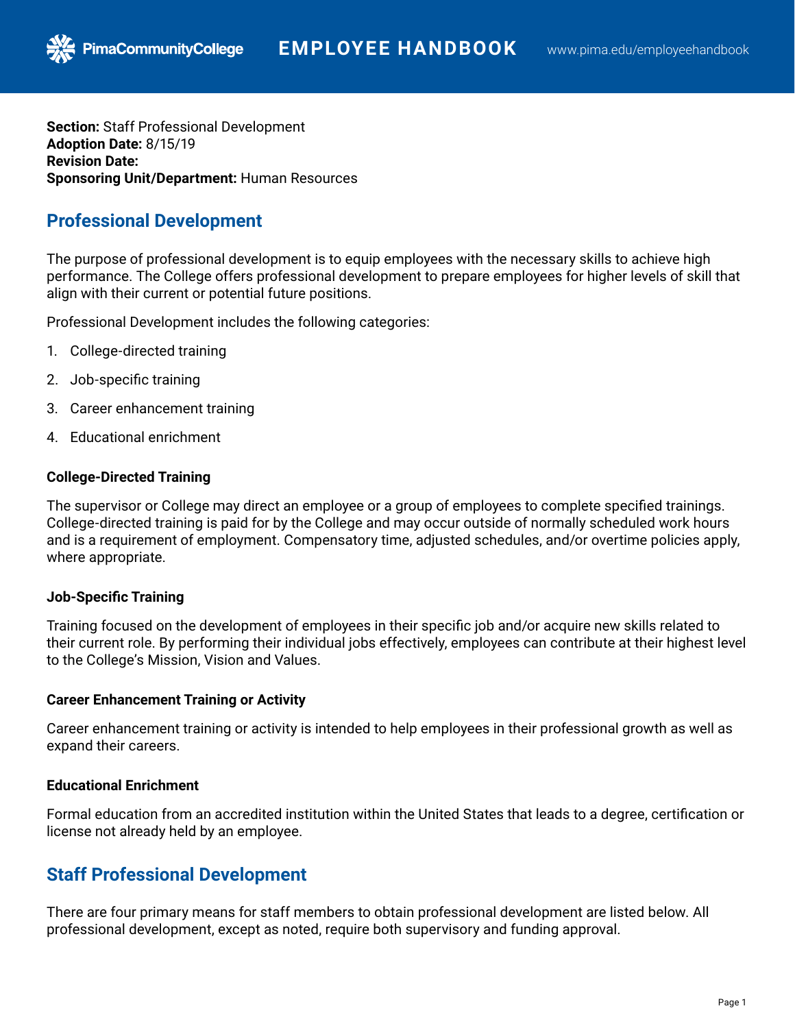**Section:** Staff Professional Development
**Adoption Date:** 8/15/19
**Revision Date:**
**Sponsoring Unit/Department:** Human Resources

## Professional Development

The purpose of professional development is to equip employees with the necessary skills to achieve high performance. The College offers professional development to prepare employees for higher levels of skill that align with their current or potential future positions.

Professional Development includes the following categories:

1. College-directed training
2. Job-specific training
3. Career enhancement training
4. Educational enrichment

#### College-Directed Training

The supervisor or College may direct an employee or a group of employees to complete specified trainings. College-directed training is paid for by the College and may occur outside of normally scheduled work hours and is a requirement of employment. Compensatory time, adjusted schedules, and/or overtime policies apply, where appropriate.

#### Job-Specific Training

Training focused on the development of employees in their specific job and/or acquire new skills related to their current role. By performing their individual jobs effectively, employees can contribute at their highest level to the College's Mission, Vision and Values.

#### Career Enhancement Training or Activity

Career enhancement training or activity is intended to help employees in their professional growth as well as expand their careers.

#### Educational Enrichment

Formal education from an accredited institution within the United States that leads to a degree, certification or license not already held by an employee.

## Staff Professional Development

There are four primary means for staff members to obtain professional development are listed below. All professional development, except as noted, require both supervisory and funding approval.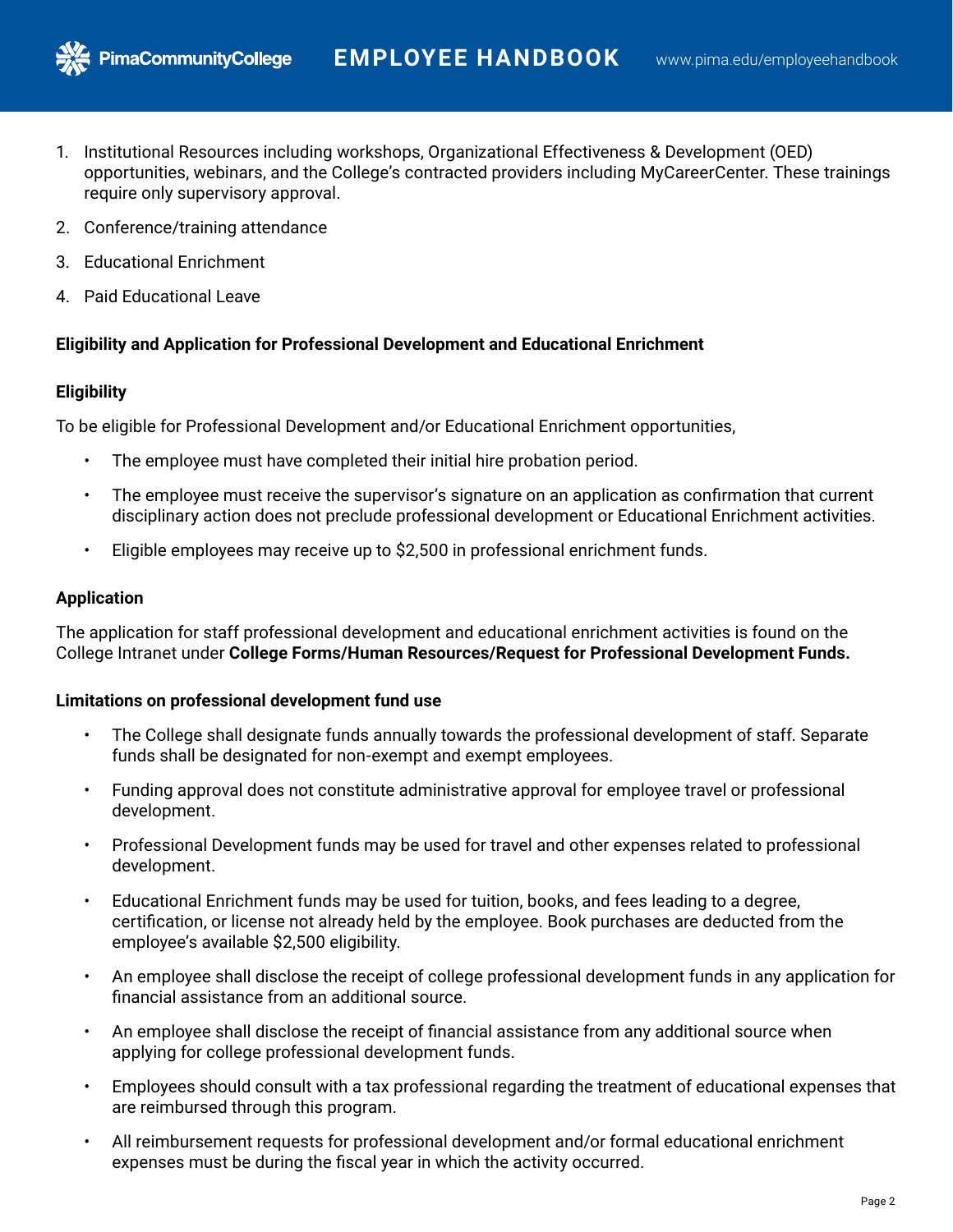1. Institutional Resources including workshops, Organizational Effectiveness & Development (OED) opportunities, webinars, and the College's contracted providers including MyCareerCenter. These trainings require only supervisory approval.
2. Conference/training attendance
3. Educational Enrichment
4. Paid Educational Leave

**Eligibility and Application for Professional Development and Educational Enrichment**

**Eligibility**

To be eligible for Professional Development and/or Educational Enrichment opportunities,

- The employee must have completed their initial hire probation period.
- The employee must receive the supervisor's signature on an application as confirmation that current disciplinary action does not preclude professional development or Educational Enrichment activities.
- Eligible employees may receive up to $2,500 in professional enrichment funds.

**Application**

The application for staff professional development and educational enrichment activities is found on the College Intranet under **College Forms/Human Resources/Request for Professional Development Funds.**

**Limitations on professional development fund use**

- The College shall designate funds annually towards the professional development of staff. Separate funds shall be designated for non-exempt and exempt employees.
- Funding approval does not constitute administrative approval for employee travel or professional development.
- Professional Development funds may be used for travel and other expenses related to professional development.
- Educational Enrichment funds may be used for tuition, books, and fees leading to a degree, certification, or license not already held by the employee. Book purchases are deducted from the employee's available $2,500 eligibility.
- An employee shall disclose the receipt of college professional development funds in any application for financial assistance from an additional source.
- An employee shall disclose the receipt of financial assistance from any additional source when applying for college professional development funds.
- Employees should consult with a tax professional regarding the treatment of educational expenses that are reimbursed through this program.
- All reimbursement requests for professional development and/or formal educational enrichment expenses must be during the fiscal year in which the activity occurred.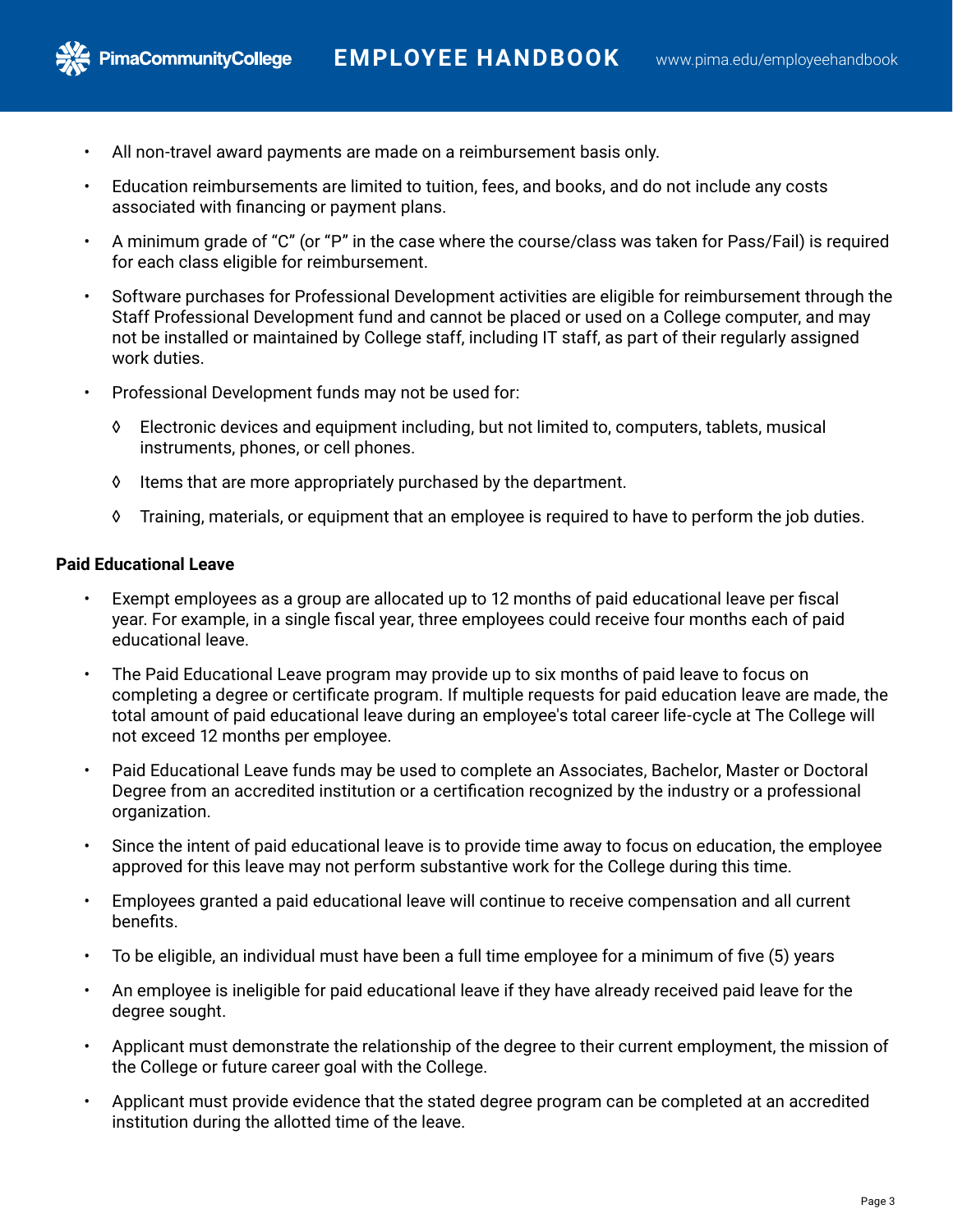- All non-travel award payments are made on a reimbursement basis only.
- Education reimbursements are limited to tuition, fees, and books, and do not include any costs associated with financing or payment plans.
- A minimum grade of "C" (or "P" in the case where the course/class was taken for Pass/Fail) is required for each class eligible for reimbursement.
- Software purchases for Professional Development activities are eligible for reimbursement through the Staff Professional Development fund and cannot be placed or used on a College computer, and may not be installed or maintained by College staff, including IT staff, as part of their regularly assigned work duties.
- Professional Development funds may not be used for:
  - Electronic devices and equipment including, but not limited to, computers, tablets, musical instruments, phones, or cell phones.
  - Items that are more appropriately purchased by the department.
  - Training, materials, or equipment that an employee is required to have to perform the job duties.

**Paid Educational Leave**

- Exempt employees as a group are allocated up to 12 months of paid educational leave per fiscal year. For example, in a single fiscal year, three employees could receive four months each of paid educational leave.
- The Paid Educational Leave program may provide up to six months of paid leave to focus on completing a degree or certificate program. If multiple requests for paid education leave are made, the total amount of paid educational leave during an employee's total career life-cycle at The College will not exceed 12 months per employee.
- Paid Educational Leave funds may be used to complete an Associates, Bachelor, Master or Doctoral Degree from an accredited institution or a certification recognized by the industry or a professional organization.
- Since the intent of paid educational leave is to provide time away to focus on education, the employee approved for this leave may not perform substantive work for the College during this time.
- Employees granted a paid educational leave will continue to receive compensation and all current benefits.
- To be eligible, an individual must have been a full time employee for a minimum of five (5) years
- An employee is ineligible for paid educational leave if they have already received paid leave for the degree sought.
- Applicant must demonstrate the relationship of the degree to their current employment, the mission of the College or future career goal with the College.
- Applicant must provide evidence that the stated degree program can be completed at an accredited institution during the allotted time of the leave.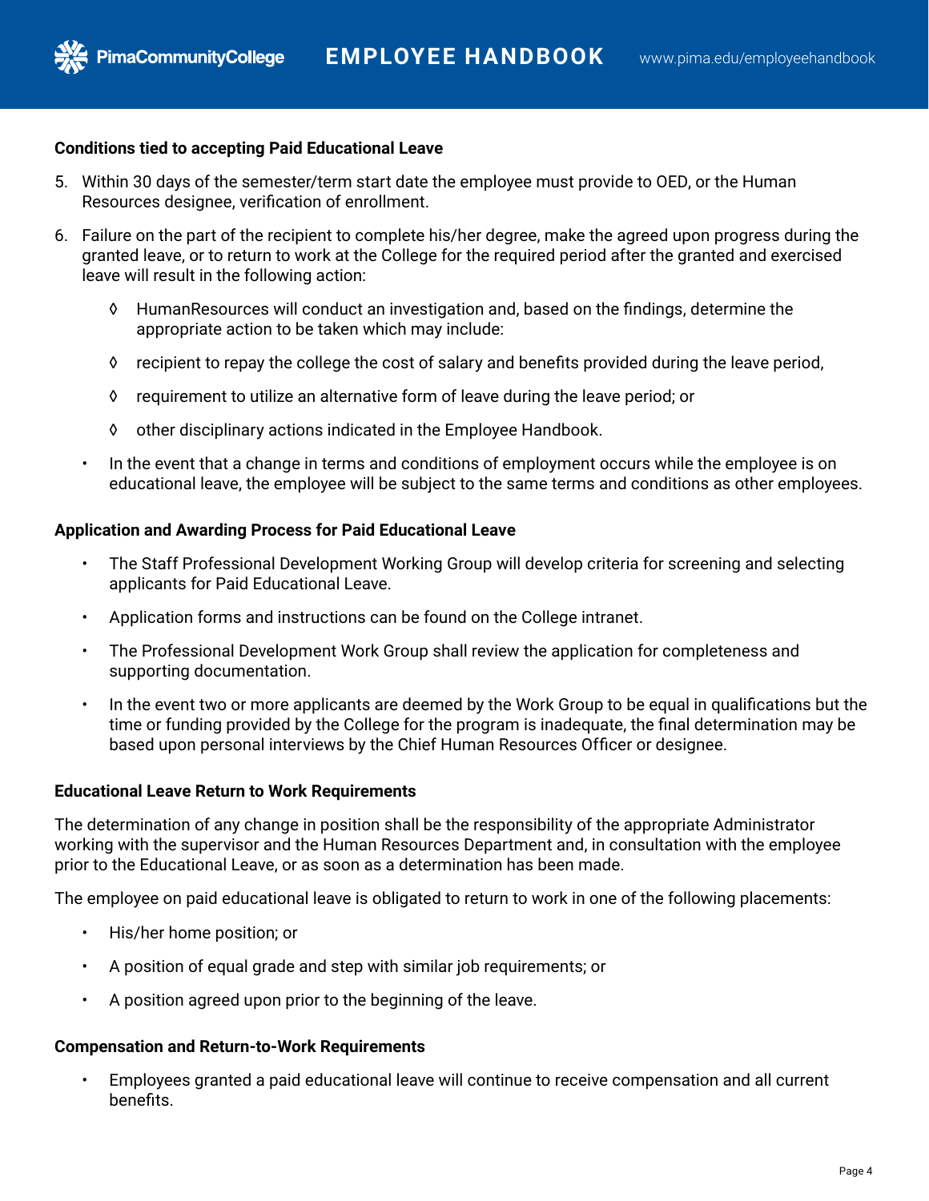**Conditions tied to accepting Paid Educational Leave**

5. Within 30 days of the semester/term start date the employee must provide to OED, or the Human Resources designee, verification of enrollment.
6. Failure on the part of the recipient to complete his/her degree, make the agreed upon progress during the granted leave, or to return to work at the College for the required period after the granted and exercised leave will result in the following action:
    - ◊ HumanResources will conduct an investigation and, based on the findings, determine the appropriate action to be taken which may include:
    - ◊ recipient to repay the college the cost of salary and benefits provided during the leave period,
    - ◊ requirement to utilize an alternative form of leave during the leave period; or
    - ◊ other disciplinary actions indicated in the Employee Handbook.

- In the event that a change in terms and conditions of employment occurs while the employee is on educational leave, the employee will be subject to the same terms and conditions as other employees.

**Application and Awarding Process for Paid Educational Leave**

- The Staff Professional Development Working Group will develop criteria for screening and selecting applicants for Paid Educational Leave.
- Application forms and instructions can be found on the College intranet.
- The Professional Development Work Group shall review the application for completeness and supporting documentation.
- In the event two or more applicants are deemed by the Work Group to be equal in qualifications but the time or funding provided by the College for the program is inadequate, the final determination may be based upon personal interviews by the Chief Human Resources Officer or designee.

**Educational Leave Return to Work Requirements**

The determination of any change in position shall be the responsibility of the appropriate Administrator working with the supervisor and the Human Resources Department and, in consultation with the employee prior to the Educational Leave, or as soon as a determination has been made.

The employee on paid educational leave is obligated to return to work in one of the following placements:

- His/her home position; or
- A position of equal grade and step with similar job requirements; or
- A position agreed upon prior to the beginning of the leave.

**Compensation and Return-to-Work Requirements**

- Employees granted a paid educational leave will continue to receive compensation and all current benefits.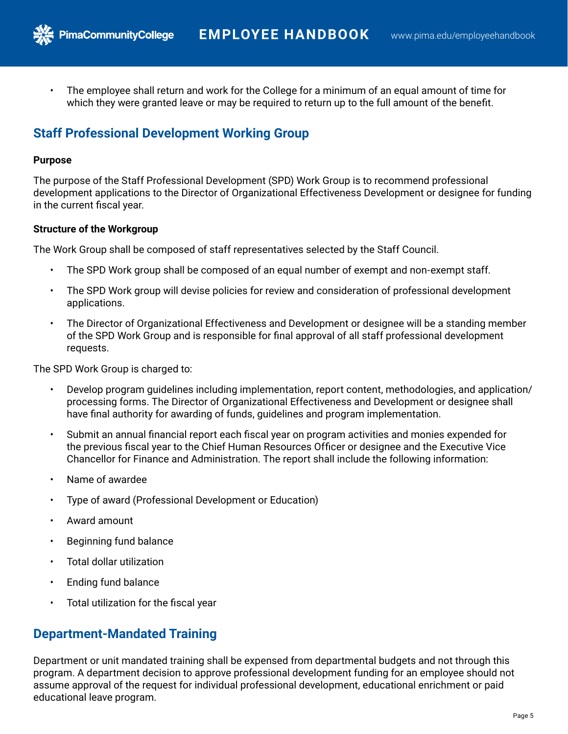- The employee shall return and work for the College for a minimum of an equal amount of time for which they were granted leave or may be required to return up to the full amount of the benefit.

## Staff Professional Development Working Group

**Purpose**

The purpose of the Staff Professional Development (SPD) Work Group is to recommend professional development applications to the Director of Organizational Effectiveness Development or designee for funding in the current fiscal year.

**Structure of the Workgroup**

The Work Group shall be composed of staff representatives selected by the Staff Council.

- The SPD Work group shall be composed of an equal number of exempt and non-exempt staff.
- The SPD Work group will devise policies for review and consideration of professional development applications.
- The Director of Organizational Effectiveness and Development or designee will be a standing member of the SPD Work Group and is responsible for final approval of all staff professional development requests.

The SPD Work Group is charged to:

- Develop program guidelines including implementation, report content, methodologies, and application/processing forms. The Director of Organizational Effectiveness and Development or designee shall have final authority for awarding of funds, guidelines and program implementation.
- Submit an annual financial report each fiscal year on program activities and monies expended for the previous fiscal year to the Chief Human Resources Officer or designee and the Executive Vice Chancellor for Finance and Administration. The report shall include the following information:
- Name of awardee
- Type of award (Professional Development or Education)
- Award amount
- Beginning fund balance
- Total dollar utilization
- Ending fund balance
- Total utilization for the fiscal year

## Department-Mandated Training

Department or unit mandated training shall be expensed from departmental budgets and not through this program. A department decision to approve professional development funding for an employee should not assume approval of the request for individual professional development, educational enrichment or paid educational leave program.